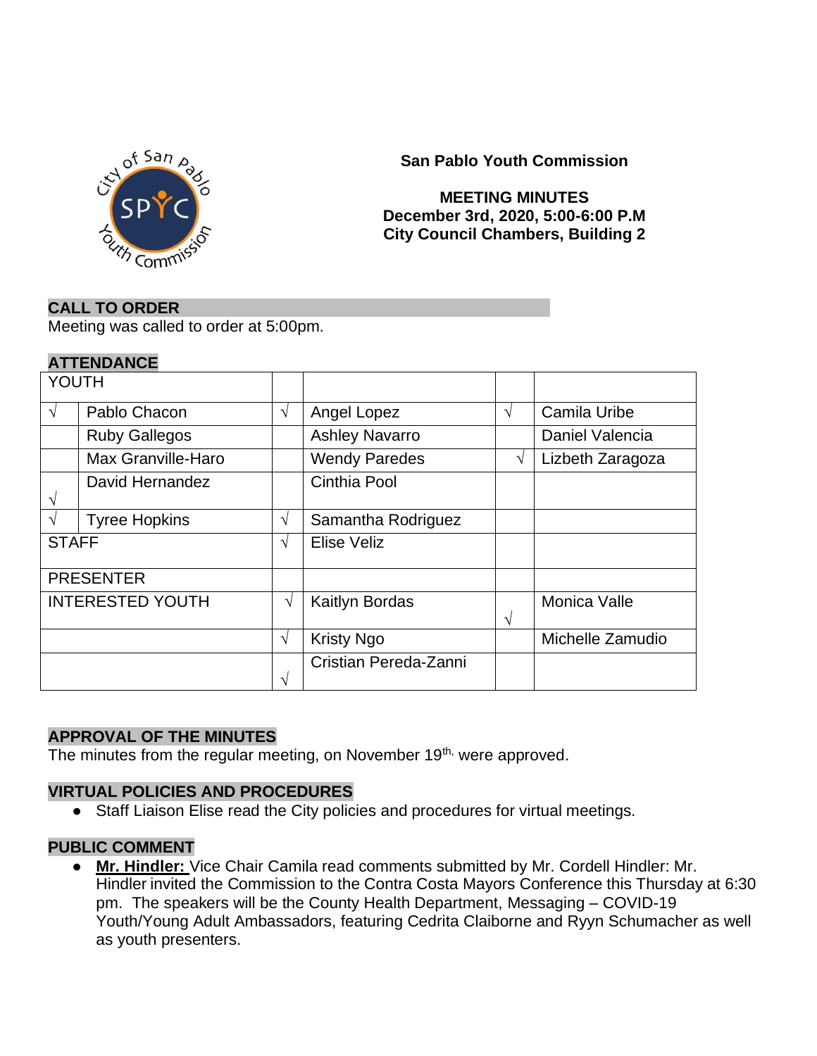**San Pablo Youth Commission**

**MEETING MINUTES**
**December 3rd, 2020, 5:00-6:00 P.M**
**City Council Chambers, Building 2**

## CALL TO ORDER

Meeting was called to order at 5:00pm.

## ATTENDANCE

| YOUTH | | | | | |
|---|---|---|---|---|---|
| √ | Pablo Chacon | √ | Angel Lopez | √ | Camila Uribe |
| | Ruby Gallegos | | Ashley Navarro | | Daniel Valencia |
| | Max Granville-Haro | | Wendy Paredes | √ | Lizbeth Zaragoza |
| √ | David Hernandez | | Cinthia Pool | | |
| √ | Tyree Hopkins | √ | Samantha Rodriguez | | |
| STAFF | | √ | Elise Veliz | | |
| PRESENTER | | | | | |
| INTERESTED YOUTH | | √ | Kaitlyn Bordas | √ | Monica Valle |
| | | √ | Kristy Ngo | | Michelle Zamudio |
| | | √ | Cristian Pereda-Zanni | | |

## APPROVAL OF THE MINUTES

The minutes from the regular meeting, on November 19th, were approved.

## VIRTUAL POLICIES AND PROCEDURES

- Staff Liaison Elise read the City policies and procedures for virtual meetings.

## PUBLIC COMMENT

- **Mr. Hindler:** Vice Chair Camila read comments submitted by Mr. Cordell Hindler: Mr. Hindler invited the Commission to the Contra Costa Mayors Conference this Thursday at 6:30 pm. The speakers will be the County Health Department, Messaging – COVID-19 Youth/Young Adult Ambassadors, featuring Cedrita Claiborne and Ryyn Schumacher as well as youth presenters.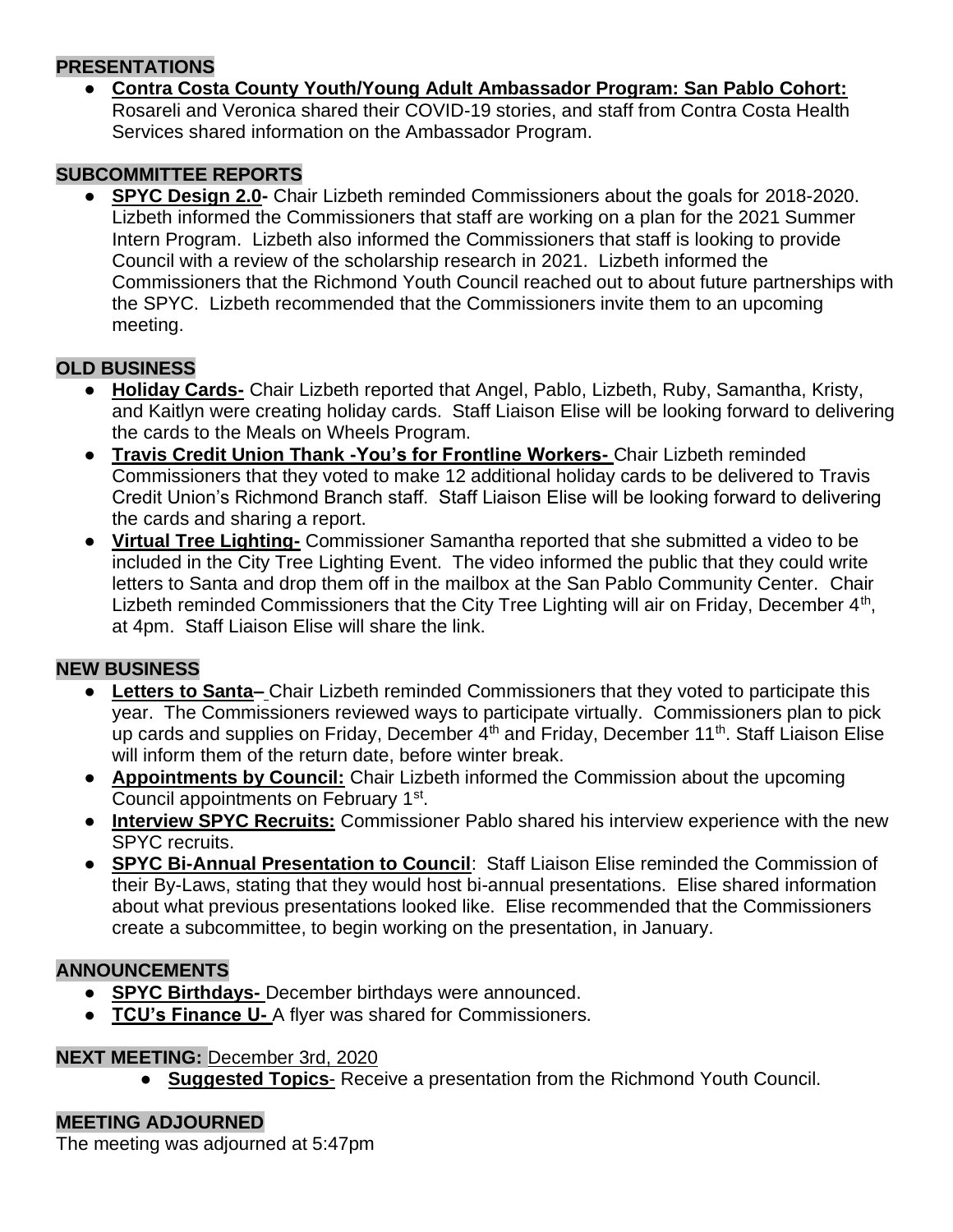## PRESENTATIONS

- **Contra Costa County Youth/Young Adult Ambassador Program: San Pablo Cohort:** Rosareli and Veronica shared their COVID-19 stories, and staff from Contra Costa Health Services shared information on the Ambassador Program.

## SUBCOMMITTEE REPORTS

- **SPYC Design 2.0-** Chair Lizbeth reminded Commissioners about the goals for 2018-2020. Lizbeth informed the Commissioners that staff are working on a plan for the 2021 Summer Intern Program. Lizbeth also informed the Commissioners that staff is looking to provide Council with a review of the scholarship research in 2021. Lizbeth informed the Commissioners that the Richmond Youth Council reached out to about future partnerships with the SPYC. Lizbeth recommended that the Commissioners invite them to an upcoming meeting.

## OLD BUSINESS

- **Holiday Cards-** Chair Lizbeth reported that Angel, Pablo, Lizbeth, Ruby, Samantha, Kristy, and Kaitlyn were creating holiday cards. Staff Liaison Elise will be looking forward to delivering the cards to the Meals on Wheels Program.
- **Travis Credit Union Thank -You's for Frontline Workers-** Chair Lizbeth reminded Commissioners that they voted to make 12 additional holiday cards to be delivered to Travis Credit Union's Richmond Branch staff. Staff Liaison Elise will be looking forward to delivering the cards and sharing a report.
- **Virtual Tree Lighting-** Commissioner Samantha reported that she submitted a video to be included in the City Tree Lighting Event. The video informed the public that they could write letters to Santa and drop them off in the mailbox at the San Pablo Community Center. Chair Lizbeth reminded Commissioners that the City Tree Lighting will air on Friday, December 4th, at 4pm. Staff Liaison Elise will share the link.

## NEW BUSINESS

- **Letters to Santa–** Chair Lizbeth reminded Commissioners that they voted to participate this year. The Commissioners reviewed ways to participate virtually. Commissioners plan to pick up cards and supplies on Friday, December 4th and Friday, December 11th. Staff Liaison Elise will inform them of the return date, before winter break.
- **Appointments by Council:** Chair Lizbeth informed the Commission about the upcoming Council appointments on February 1st.
- **Interview SPYC Recruits:** Commissioner Pablo shared his interview experience with the new SPYC recruits.
- **SPYC Bi-Annual Presentation to Council**: Staff Liaison Elise reminded the Commission of their By-Laws, stating that they would host bi-annual presentations. Elise shared information about what previous presentations looked like. Elise recommended that the Commissioners create a subcommittee, to begin working on the presentation, in January.

## ANNOUNCEMENTS

- **SPYC Birthdays-** December birthdays were announced.
- **TCU's Finance U-** A flyer was shared for Commissioners.

## NEXT MEETING: December 3rd, 2020

- **Suggested Topics**- Receive a presentation from the Richmond Youth Council.

## MEETING ADJOURNED

The meeting was adjourned at 5:47pm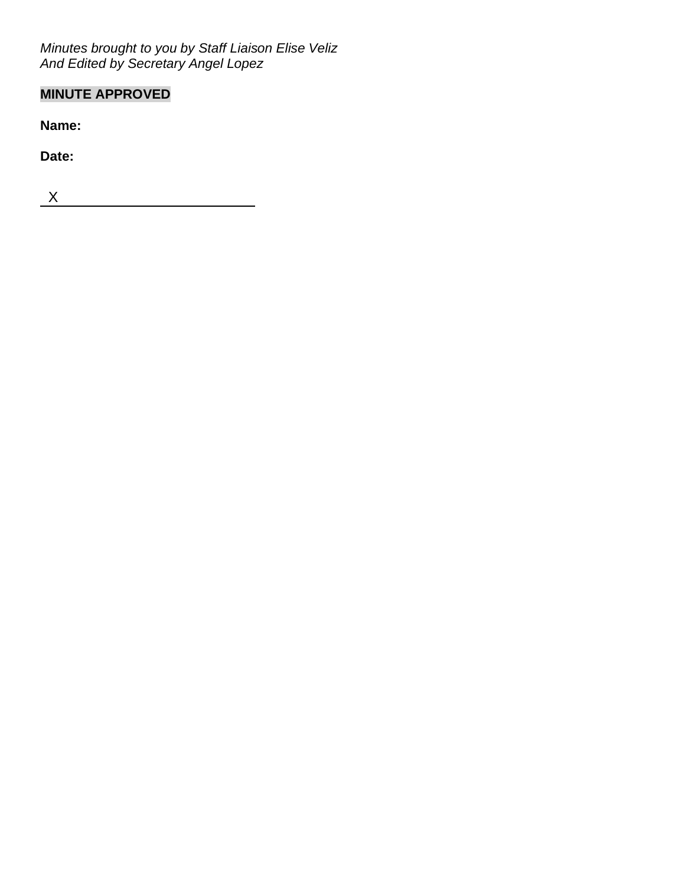*Minutes brought to you by Staff Liaison Elise Veliz*
*And Edited by Secretary Angel Lopez*

**MINUTE APPROVED**

**Name:**

**Date:**

X ______________________________